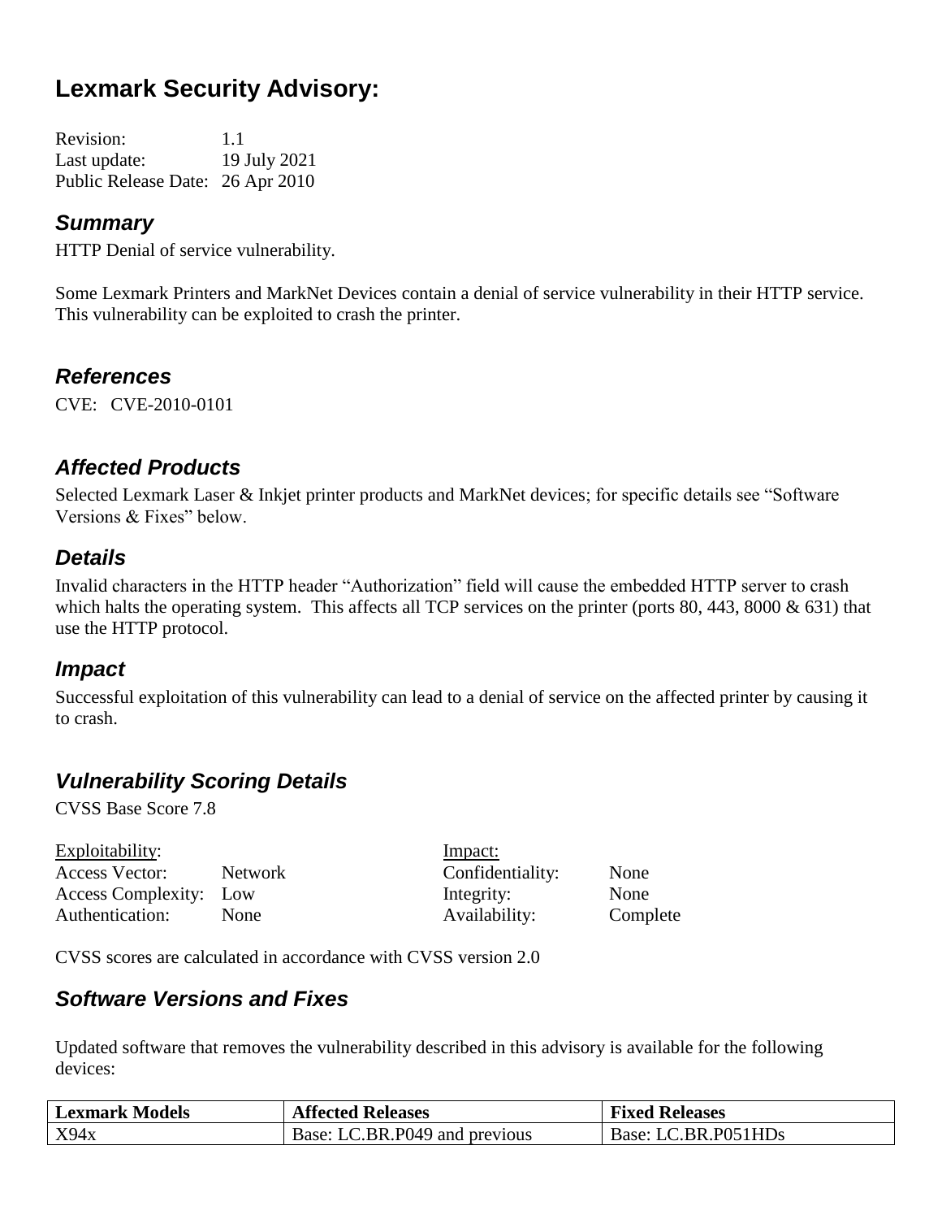# Lexmark Security Advisory:

Revision: 1.1
Last update: 19 July 2021
Public Release Date: 26 Apr 2010

## *Summary*

HTTP Denial of service vulnerability.

Some Lexmark Printers and MarkNet Devices contain a denial of service vulnerability in their HTTP service. This vulnerability can be exploited to crash the printer.

## *References*

CVE: CVE-2010-0101

## *Affected Products*

Selected Lexmark Laser & Inkjet printer products and MarkNet devices; for specific details see "Software Versions & Fixes" below.

## *Details*

Invalid characters in the HTTP header "Authorization" field will cause the embedded HTTP server to crash which halts the operating system. This affects all TCP services on the printer (ports 80, 443, 8000 & 631) that use the HTTP protocol.

## *Impact*

Successful exploitation of this vulnerability can lead to a denial of service on the affected printer by causing it to crash.

## *Vulnerability Scoring Details*

CVSS Base Score 7.8

| Exploitability: | | Impact: | |
|---|---|---|---|
| Access Vector: | Network | Confidentiality: | None |
| Access Complexity: | Low | Integrity: | None |
| Authentication: | None | Availability: | Complete |

CVSS scores are calculated in accordance with CVSS version 2.0

## *Software Versions and Fixes*

Updated software that removes the vulnerability described in this advisory is available for the following devices:

| Lexmark Models | Affected Releases | Fixed Releases |
|---|---|---|
| X94x | Base: LC.BR.P049 and previous | Base: LC.BR.P051HDs |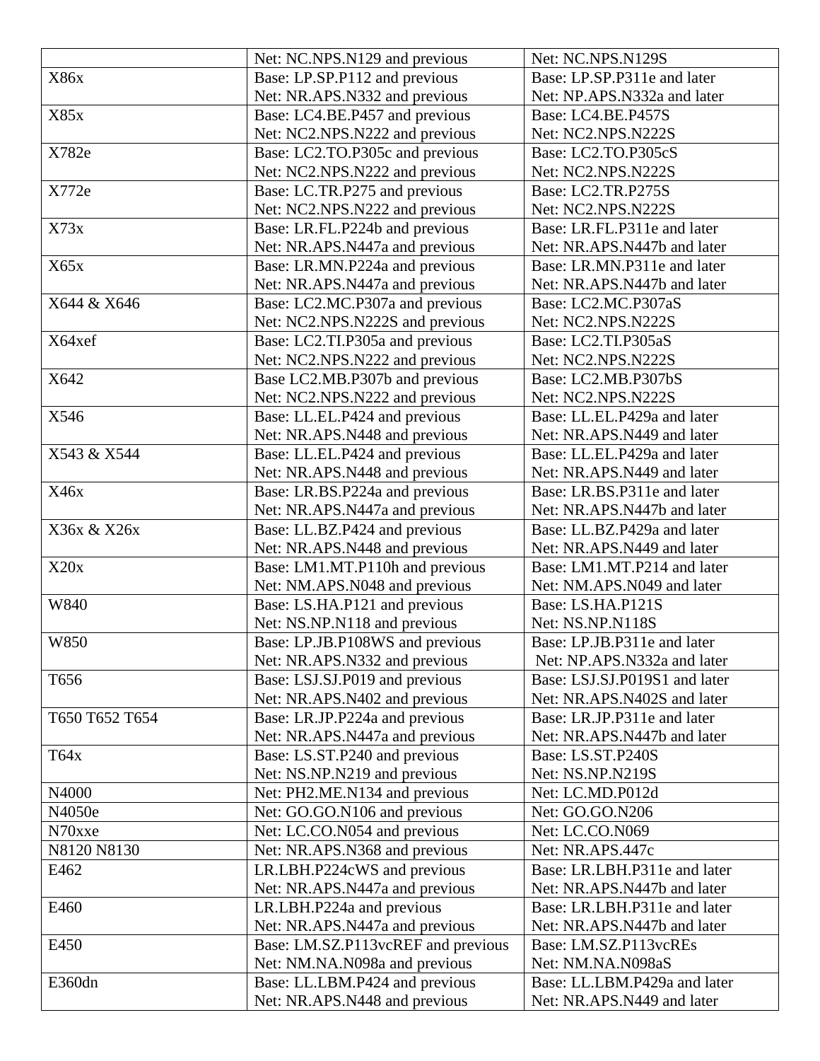| | Net: NC.NPS.N129 and previous | Net: NC.NPS.N129S |
|---|---|---|
| X86x | Base: LP.SP.P112 and previous<br>Net: NR.APS.N332 and previous | Base: LP.SP.P311e and later<br>Net: NP.APS.N332a and later |
| X85x | Base: LC4.BE.P457 and previous<br>Net: NC2.NPS.N222 and previous | Base: LC4.BE.P457S<br>Net: NC2.NPS.N222S |
| X782e | Base: LC2.TO.P305c and previous<br>Net: NC2.NPS.N222 and previous | Base: LC2.TO.P305cS<br>Net: NC2.NPS.N222S |
| X772e | Base: LC.TR.P275 and previous<br>Net: NC2.NPS.N222 and previous | Base: LC2.TR.P275S<br>Net: NC2.NPS.N222S |
| X73x | Base: LR.FL.P224b and previous<br>Net: NR.APS.N447a and previous | Base: LR.FL.P311e and later<br>Net: NR.APS.N447b and later |
| X65x | Base: LR.MN.P224a and previous<br>Net: NR.APS.N447a and previous | Base: LR.MN.P311e and later<br>Net: NR.APS.N447b and later |
| X644 & X646 | Base: LC2.MC.P307a and previous<br>Net: NC2.NPS.N222S and previous | Base: LC2.MC.P307aS<br>Net: NC2.NPS.N222S |
| X64xef | Base: LC2.TI.P305a and previous<br>Net: NC2.NPS.N222 and previous | Base: LC2.TI.P305aS<br>Net: NC2.NPS.N222S |
| X642 | Base LC2.MB.P307b and previous<br>Net: NC2.NPS.N222 and previous | Base: LC2.MB.P307bS<br>Net: NC2.NPS.N222S |
| X546 | Base: LL.EL.P424 and previous<br>Net: NR.APS.N448 and previous | Base: LL.EL.P429a and later<br>Net: NR.APS.N449 and later |
| X543 & X544 | Base: LL.EL.P424 and previous<br>Net: NR.APS.N448 and previous | Base: LL.EL.P429a and later<br>Net: NR.APS.N449 and later |
| X46x | Base: LR.BS.P224a and previous<br>Net: NR.APS.N447a and previous | Base: LR.BS.P311e and later<br>Net: NR.APS.N447b and later |
| X36x & X26x | Base: LL.BZ.P424 and previous<br>Net: NR.APS.N448 and previous | Base: LL.BZ.P429a and later<br>Net: NR.APS.N449 and later |
| X20x | Base: LM1.MT.P110h and previous<br>Net: NM.APS.N048 and previous | Base: LM1.MT.P214 and later<br>Net: NM.APS.N049 and later |
| W840 | Base: LS.HA.P121 and previous<br>Net: NS.NP.N118 and previous | Base: LS.HA.P121S<br>Net: NS.NP.N118S |
| W850 | Base: LP.JB.P108WS and previous<br>Net: NR.APS.N332 and previous | Base: LP.JB.P311e and later<br>Net: NP.APS.N332a and later |
| T656 | Base: LSJ.SJ.P019 and previous<br>Net: NR.APS.N402 and previous | Base: LSJ.SJ.P019S1 and later<br>Net: NR.APS.N402S and later |
| T650 T652 T654 | Base: LR.JP.P224a and previous<br>Net: NR.APS.N447a and previous | Base: LR.JP.P311e and later<br>Net: NR.APS.N447b and later |
| T64x | Base: LS.ST.P240 and previous<br>Net: NS.NP.N219 and previous | Base: LS.ST.P240S<br>Net: NS.NP.N219S |
| N4000 | Net: PH2.ME.N134 and previous | Net: LC.MD.P012d |
| N4050e | Net: GO.GO.N106 and previous | Net: GO.GO.N206 |
| N70xxe | Net: LC.CO.N054 and previous | Net: LC.CO.N069 |
| N8120 N8130 | Net: NR.APS.N368 and previous | Net: NR.APS.447c |
| E462 | LR.LBH.P224cWS and previous<br>Net: NR.APS.N447a and previous | Base: LR.LBH.P311e and later<br>Net: NR.APS.N447b and later |
| E460 | LR.LBH.P224a and previous<br>Net: NR.APS.N447a and previous | Base: LR.LBH.P311e and later<br>Net: NR.APS.N447b and later |
| E450 | Base: LM.SZ.P113vcREF and previous<br>Net: NM.NA.N098a and previous | Base: LM.SZ.P113vcREs<br>Net: NM.NA.N098aS |
| E360dn | Base: LL.LBM.P424 and previous<br>Net: NR.APS.N448 and previous | Base: LL.LBM.P429a and later<br>Net: NR.APS.N449 and later |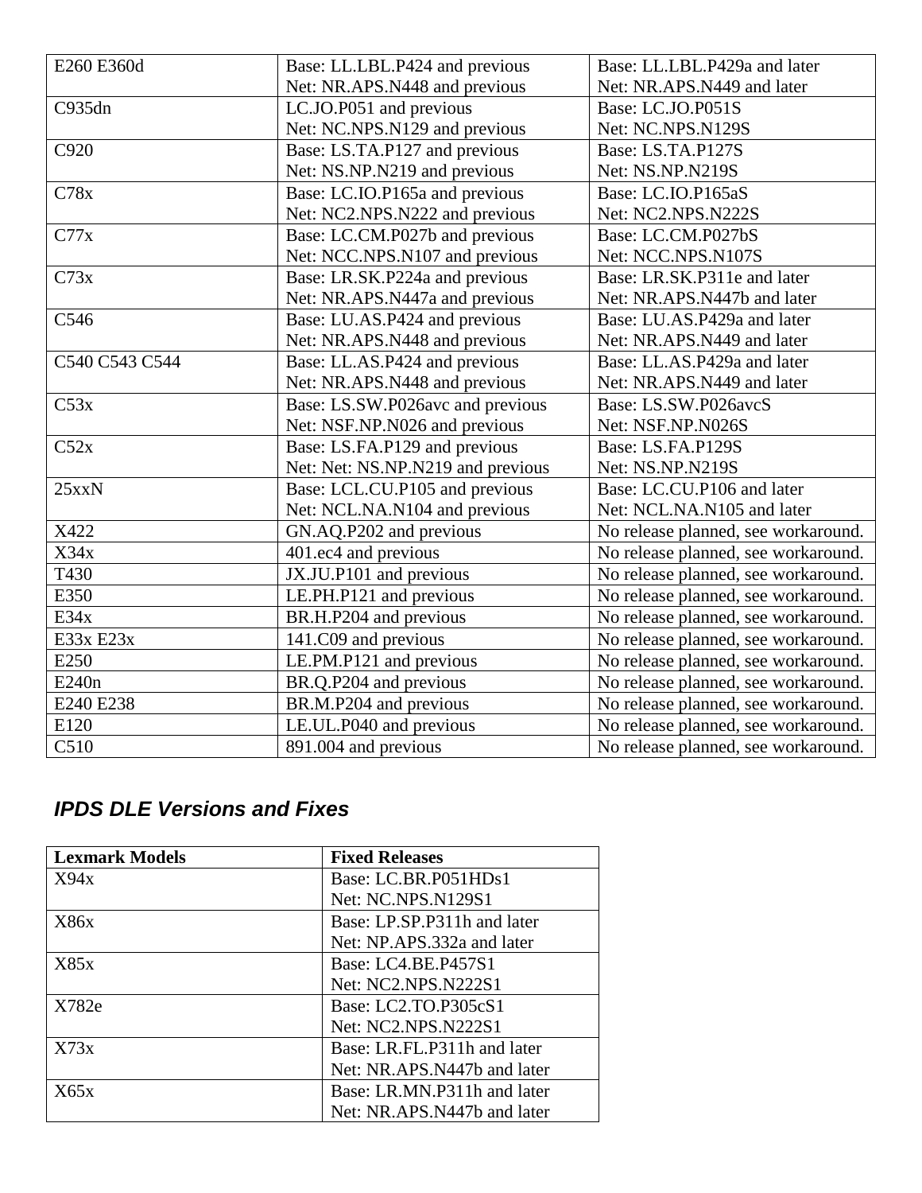| | | |
|---|---|---|
| E260 E360d | Base: LL.LBL.P424 and previous<br>Net: NR.APS.N448 and previous | Base: LL.LBL.P429a and later<br>Net: NR.APS.N449 and later |
| C935dn | LC.JO.P051 and previous<br>Net: NC.NPS.N129 and previous | Base: LC.JO.P051S<br>Net: NC.NPS.N129S |
| C920 | Base: LS.TA.P127 and previous<br>Net: NS.NP.N219 and previous | Base: LS.TA.P127S<br>Net: NS.NP.N219S |
| C78x | Base: LC.IO.P165a and previous<br>Net: NC2.NPS.N222 and previous | Base: LC.IO.P165aS<br>Net: NC2.NPS.N222S |
| C77x | Base: LC.CM.P027b and previous<br>Net: NCC.NPS.N107 and previous | Base: LC.CM.P027bS<br>Net: NCC.NPS.N107S |
| C73x | Base: LR.SK.P224a and previous<br>Net: NR.APS.N447a and previous | Base: LR.SK.P311e and later<br>Net: NR.APS.N447b and later |
| C546 | Base: LU.AS.P424 and previous<br>Net: NR.APS.N448 and previous | Base: LU.AS.P429a and later<br>Net: NR.APS.N449 and later |
| C540 C543 C544 | Base: LL.AS.P424 and previous<br>Net: NR.APS.N448 and previous | Base: LL.AS.P429a and later<br>Net: NR.APS.N449 and later |
| C53x | Base: LS.SW.P026avc and previous<br>Net: NSF.NP.N026 and previous | Base: LS.SW.P026avcS<br>Net: NSF.NP.N026S |
| C52x | Base: LS.FA.P129 and previous<br>Net: Net: NS.NP.N219 and previous | Base: LS.FA.P129S<br>Net: NS.NP.N219S |
| 25xxN | Base: LCL.CU.P105 and previous<br>Net: NCL.NA.N104 and previous | Base: LC.CU.P106 and later<br>Net: NCL.NA.N105 and later |
| X422 | GN.AQ.P202 and previous | No release planned, see workaround. |
| X34x | 401.ec4 and previous | No release planned, see workaround. |
| T430 | JX.JU.P101 and previous | No release planned, see workaround. |
| E350 | LE.PH.P121 and previous | No release planned, see workaround. |
| E34x | BR.H.P204 and previous | No release planned, see workaround. |
| E33x E23x | 141.C09 and previous | No release planned, see workaround. |
| E250 | LE.PM.P121 and previous | No release planned, see workaround. |
| E240n | BR.Q.P204 and previous | No release planned, see workaround. |
| E240 E238 | BR.M.P204 and previous | No release planned, see workaround. |
| E120 | LE.UL.P040 and previous | No release planned, see workaround. |
| C510 | 891.004 and previous | No release planned, see workaround. |

### *IPDS DLE Versions and Fixes*

| **Lexmark Models** | **Fixed Releases** |
|---|---|
| X94x | Base: LC.BR.P051HDs1<br>Net: NC.NPS.N129S1 |
| X86x | Base: LP.SP.P311h and later<br>Net: NP.APS.332a and later |
| X85x | Base: LC4.BE.P457S1<br>Net: NC2.NPS.N222S1 |
| X782e | Base: LC2.TO.P305cS1<br>Net: NC2.NPS.N222S1 |
| X73x | Base: LR.FL.P311h and later<br>Net: NR.APS.N447b and later |
| X65x | Base: LR.MN.P311h and later<br>Net: NR.APS.N447b and later |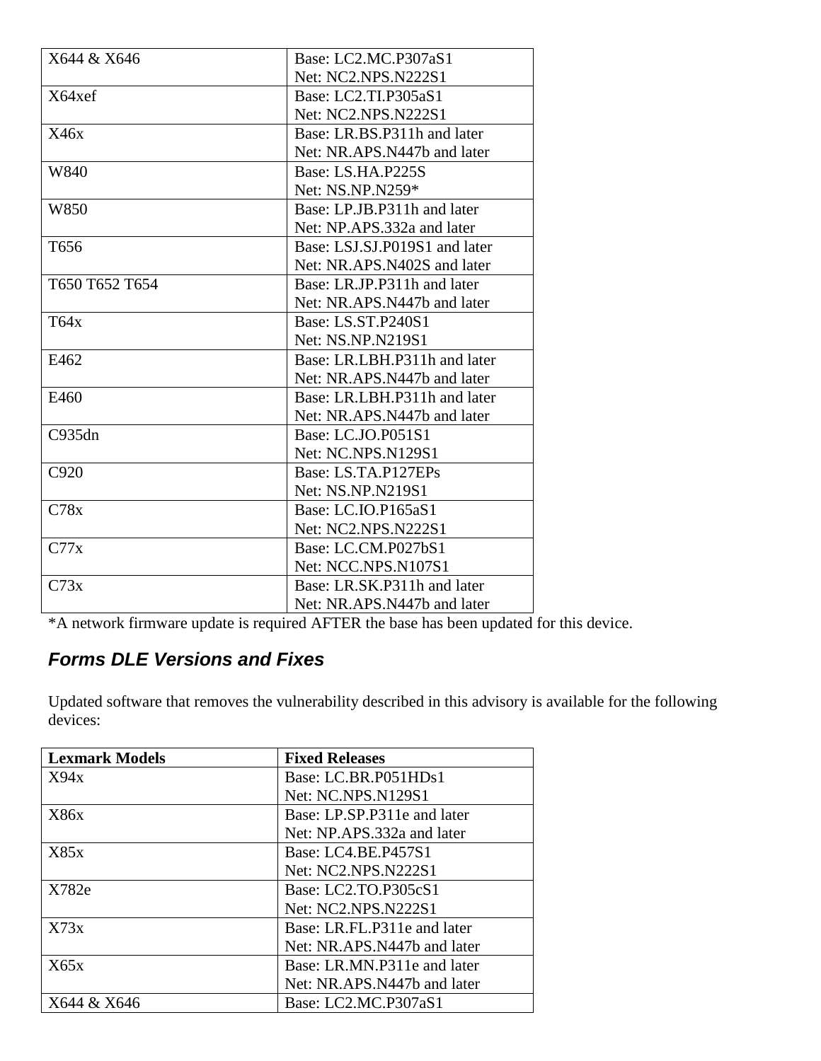| | |
|---|---|
| X644 & X646 | Base: LC2.MC.P307aS1<br>Net: NC2.NPS.N222S1 |
| X64xef | Base: LC2.TI.P305aS1<br>Net: NC2.NPS.N222S1 |
| X46x | Base: LR.BS.P311h and later<br>Net: NR.APS.N447b and later |
| W840 | Base: LS.HA.P225S<br>Net: NS.NP.N259* |
| W850 | Base: LP.JB.P311h and later<br>Net: NP.APS.332a and later |
| T656 | Base: LSJ.SJ.P019S1 and later<br>Net: NR.APS.N402S and later |
| T650 T652 T654 | Base: LR.JP.P311h and later<br>Net: NR.APS.N447b and later |
| T64x | Base: LS.ST.P240S1<br>Net: NS.NP.N219S1 |
| E462 | Base: LR.LBH.P311h and later<br>Net: NR.APS.N447b and later |
| E460 | Base: LR.LBH.P311h and later<br>Net: NR.APS.N447b and later |
| C935dn | Base: LC.JO.P051S1<br>Net: NC.NPS.N129S1 |
| C920 | Base: LS.TA.P127EPs<br>Net: NS.NP.N219S1 |
| C78x | Base: LC.IO.P165aS1<br>Net: NC2.NPS.N222S1 |
| C77x | Base: LC.CM.P027bS1<br>Net: NCC.NPS.N107S1 |
| C73x | Base: LR.SK.P311h and later<br>Net: NR.APS.N447b and later |

*A network firmware update is required AFTER the base has been updated for this device.

### *Forms DLE Versions and Fixes*

Updated software that removes the vulnerability described in this advisory is available for the following devices:

| Lexmark Models | Fixed Releases |
|---|---|
| X94x | Base: LC.BR.P051HDs1<br>Net: NC.NPS.N129S1 |
| X86x | Base: LP.SP.P311e and later<br>Net: NP.APS.332a and later |
| X85x | Base: LC4.BE.P457S1<br>Net: NC2.NPS.N222S1 |
| X782e | Base: LC2.TO.P305cS1<br>Net: NC2.NPS.N222S1 |
| X73x | Base: LR.FL.P311e and later<br>Net: NR.APS.N447b and later |
| X65x | Base: LR.MN.P311e and later<br>Net: NR.APS.N447b and later |
| X644 & X646 | Base: LC2.MC.P307aS1 |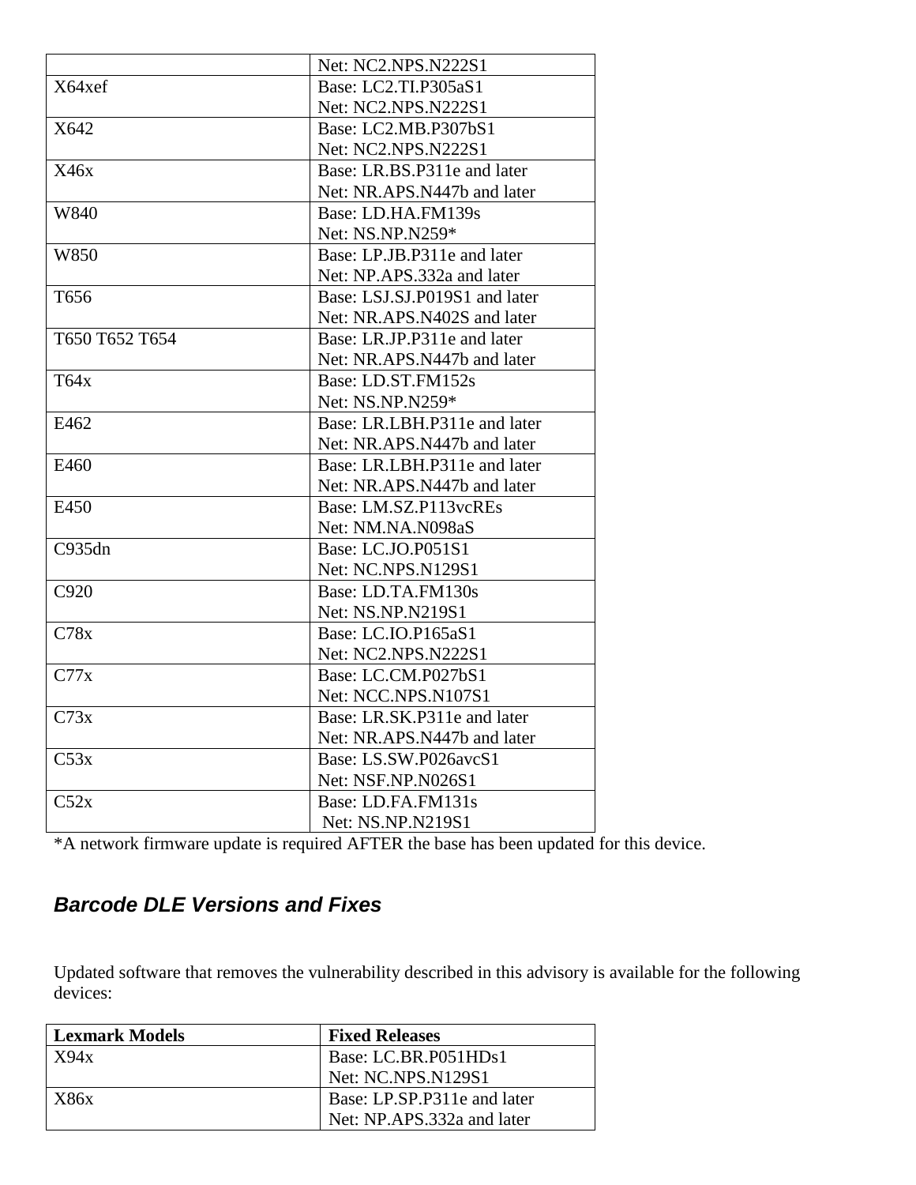| | |
|---|---|
| | Net: NC2.NPS.N222S1 |
| X64xef | Base: LC2.TI.P305aS1<br>Net: NC2.NPS.N222S1 |
| X642 | Base: LC2.MB.P307bS1<br>Net: NC2.NPS.N222S1 |
| X46x | Base: LR.BS.P311e and later<br>Net: NR.APS.N447b and later |
| W840 | Base: LD.HA.FM139s<br>Net: NS.NP.N259* |
| W850 | Base: LP.JB.P311e and later<br>Net: NP.APS.332a and later |
| T656 | Base: LSJ.SJ.P019S1 and later<br>Net: NR.APS.N402S and later |
| T650 T652 T654 | Base: LR.JP.P311e and later<br>Net: NR.APS.N447b and later |
| T64x | Base: LD.ST.FM152s<br>Net: NS.NP.N259* |
| E462 | Base: LR.LBH.P311e and later<br>Net: NR.APS.N447b and later |
| E460 | Base: LR.LBH.P311e and later<br>Net: NR.APS.N447b and later |
| E450 | Base: LM.SZ.P113vcREs<br>Net: NM.NA.N098aS |
| C935dn | Base: LC.JO.P051S1<br>Net: NC.NPS.N129S1 |
| C920 | Base: LD.TA.FM130s<br>Net: NS.NP.N219S1 |
| C78x | Base: LC.IO.P165aS1<br>Net: NC2.NPS.N222S1 |
| C77x | Base: LC.CM.P027bS1<br>Net: NCC.NPS.N107S1 |
| C73x | Base: LR.SK.P311e and later<br>Net: NR.APS.N447b and later |
| C53x | Base: LS.SW.P026avcS1<br>Net: NSF.NP.N026S1 |
| C52x | Base: LD.FA.FM131s<br>Net: NS.NP.N219S1 |

*A network firmware update is required AFTER the base has been updated for this device.

### *Barcode DLE Versions and Fixes*

Updated software that removes the vulnerability described in this advisory is available for the following devices:

| **Lexmark Models** | **Fixed Releases** |
|---|---|
| X94x | Base: LC.BR.P051HDs1<br>Net: NC.NPS.N129S1 |
| X86x | Base: LP.SP.P311e and later<br>Net: NP.APS.332a and later |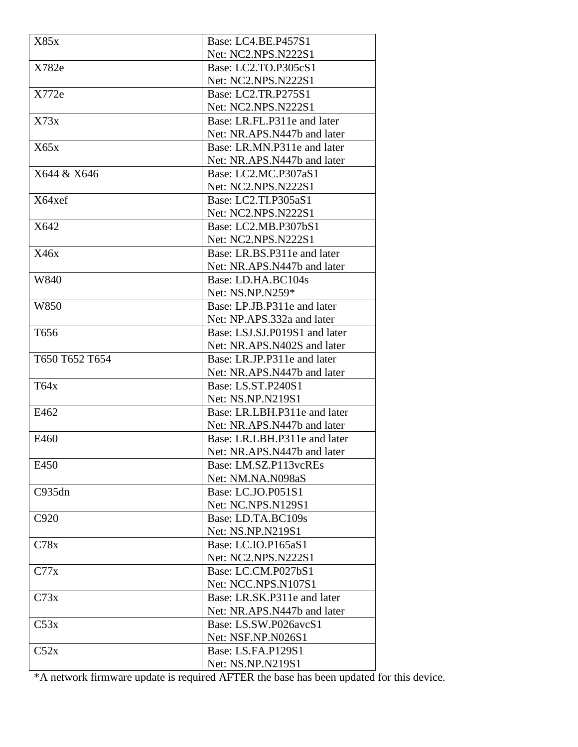| | |
|---|---|
| X85x | Base: LC4.BE.P457S1<br>Net: NC2.NPS.N222S1 |
| X782e | Base: LC2.TO.P305cS1<br>Net: NC2.NPS.N222S1 |
| X772e | Base: LC2.TR.P275S1<br>Net: NC2.NPS.N222S1 |
| X73x | Base: LR.FL.P311e and later<br>Net: NR.APS.N447b and later |
| X65x | Base: LR.MN.P311e and later<br>Net: NR.APS.N447b and later |
| X644 & X646 | Base: LC2.MC.P307aS1<br>Net: NC2.NPS.N222S1 |
| X64xef | Base: LC2.TI.P305aS1<br>Net: NC2.NPS.N222S1 |
| X642 | Base: LC2.MB.P307bS1<br>Net: NC2.NPS.N222S1 |
| X46x | Base: LR.BS.P311e and later<br>Net: NR.APS.N447b and later |
| W840 | Base: LD.HA.BC104s<br>Net: NS.NP.N259* |
| W850 | Base: LP.JB.P311e and later<br>Net: NP.APS.332a and later |
| T656 | Base: LSJ.SJ.P019S1 and later<br>Net: NR.APS.N402S and later |
| T650 T652 T654 | Base: LR.JP.P311e and later<br>Net: NR.APS.N447b and later |
| T64x | Base: LS.ST.P240S1<br>Net: NS.NP.N219S1 |
| E462 | Base: LR.LBH.P311e and later<br>Net: NR.APS.N447b and later |
| E460 | Base: LR.LBH.P311e and later<br>Net: NR.APS.N447b and later |
| E450 | Base: LM.SZ.P113vcREs<br>Net: NM.NA.N098aS |
| C935dn | Base: LC.JO.P051S1<br>Net: NC.NPS.N129S1 |
| C920 | Base: LD.TA.BC109s<br>Net: NS.NP.N219S1 |
| C78x | Base: LC.IO.P165aS1<br>Net: NC2.NPS.N222S1 |
| C77x | Base: LC.CM.P027bS1<br>Net: NCC.NPS.N107S1 |
| C73x | Base: LR.SK.P311e and later<br>Net: NR.APS.N447b and later |
| C53x | Base: LS.SW.P026avcS1<br>Net: NSF.NP.N026S1 |
| C52x | Base: LS.FA.P129S1<br>Net: NS.NP.N219S1 |

*A network firmware update is required AFTER the base has been updated for this device.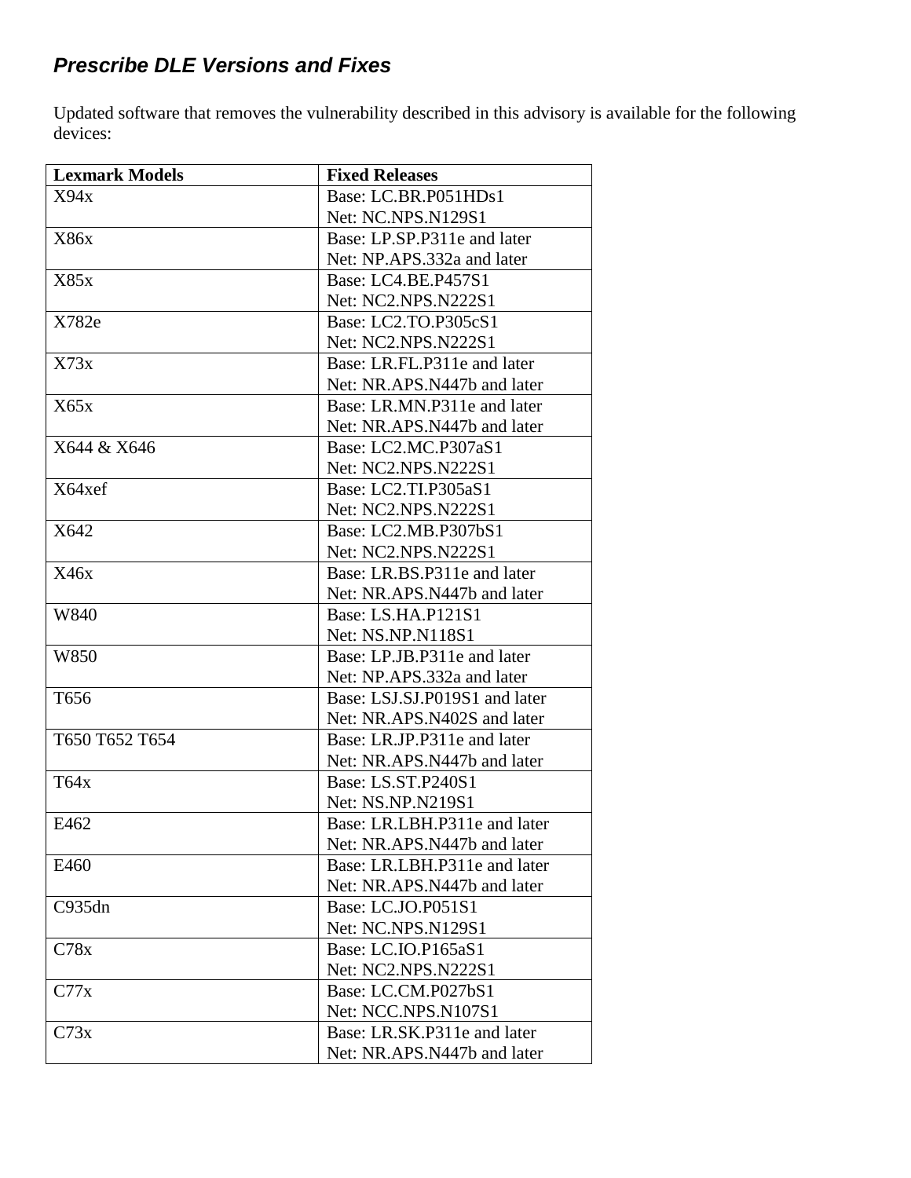### *Prescribe DLE Versions and Fixes*

Updated software that removes the vulnerability described in this advisory is available for the following devices:

| Lexmark Models | Fixed Releases |
| --- | --- |
| X94x | Base: LC.BR.P051HDs1<br>Net: NC.NPS.N129S1 |
| X86x | Base: LP.SP.P311e and later<br>Net: NP.APS.332a and later |
| X85x | Base: LC4.BE.P457S1<br>Net: NC2.NPS.N222S1 |
| X782e | Base: LC2.TO.P305cS1<br>Net: NC2.NPS.N222S1 |
| X73x | Base: LR.FL.P311e and later<br>Net: NR.APS.N447b and later |
| X65x | Base: LR.MN.P311e and later<br>Net: NR.APS.N447b and later |
| X644 & X646 | Base: LC2.MC.P307aS1<br>Net: NC2.NPS.N222S1 |
| X64xef | Base: LC2.TI.P305aS1<br>Net: NC2.NPS.N222S1 |
| X642 | Base: LC2.MB.P307bS1<br>Net: NC2.NPS.N222S1 |
| X46x | Base: LR.BS.P311e and later<br>Net: NR.APS.N447b and later |
| W840 | Base: LS.HA.P121S1<br>Net: NS.NP.N118S1 |
| W850 | Base: LP.JB.P311e and later<br>Net: NP.APS.332a and later |
| T656 | Base: LSJ.SJ.P019S1 and later<br>Net: NR.APS.N402S and later |
| T650 T652 T654 | Base: LR.JP.P311e and later<br>Net: NR.APS.N447b and later |
| T64x | Base: LS.ST.P240S1<br>Net: NS.NP.N219S1 |
| E462 | Base: LR.LBH.P311e and later<br>Net: NR.APS.N447b and later |
| E460 | Base: LR.LBH.P311e and later<br>Net: NR.APS.N447b and later |
| C935dn | Base: LC.JO.P051S1<br>Net: NC.NPS.N129S1 |
| C78x | Base: LC.IO.P165aS1<br>Net: NC2.NPS.N222S1 |
| C77x | Base: LC.CM.P027bS1<br>Net: NCC.NPS.N107S1 |
| C73x | Base: LR.SK.P311e and later<br>Net: NR.APS.N447b and later |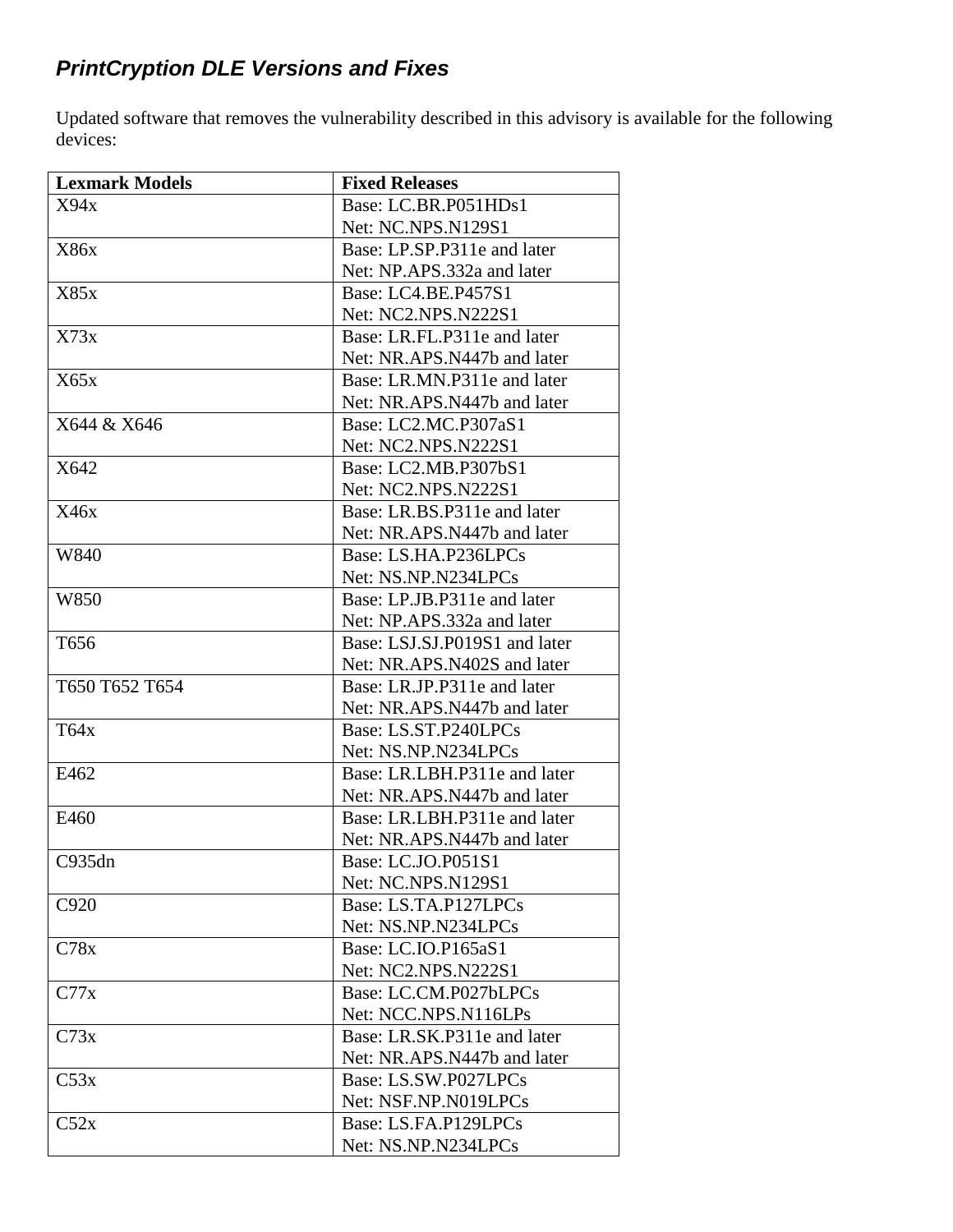### *PrintCryption DLE Versions and Fixes*

Updated software that removes the vulnerability described in this advisory is available for the following devices:

| Lexmark Models | Fixed Releases |
|---|---|
| X94x | Base: LC.BR.P051HDs1<br>Net: NC.NPS.N129S1 |
| X86x | Base: LP.SP.P311e and later<br>Net: NP.APS.332a and later |
| X85x | Base: LC4.BE.P457S1<br>Net: NC2.NPS.N222S1 |
| X73x | Base: LR.FL.P311e and later<br>Net: NR.APS.N447b and later |
| X65x | Base: LR.MN.P311e and later<br>Net: NR.APS.N447b and later |
| X644 & X646 | Base: LC2.MC.P307aS1<br>Net: NC2.NPS.N222S1 |
| X642 | Base: LC2.MB.P307bS1<br>Net: NC2.NPS.N222S1 |
| X46x | Base: LR.BS.P311e and later<br>Net: NR.APS.N447b and later |
| W840 | Base: LS.HA.P236LPCs<br>Net: NS.NP.N234LPCs |
| W850 | Base: LP.JB.P311e and later<br>Net: NP.APS.332a and later |
| T656 | Base: LSJ.SJ.P019S1 and later<br>Net: NR.APS.N402S and later |
| T650 T652 T654 | Base: LR.JP.P311e and later<br>Net: NR.APS.N447b and later |
| T64x | Base: LS.ST.P240LPCs<br>Net: NS.NP.N234LPCs |
| E462 | Base: LR.LBH.P311e and later<br>Net: NR.APS.N447b and later |
| E460 | Base: LR.LBH.P311e and later<br>Net: NR.APS.N447b and later |
| C935dn | Base: LC.JO.P051S1<br>Net: NC.NPS.N129S1 |
| C920 | Base: LS.TA.P127LPCs<br>Net: NS.NP.N234LPCs |
| C78x | Base: LC.IO.P165aS1<br>Net: NC2.NPS.N222S1 |
| C77x | Base: LC.CM.P027bLPCs<br>Net: NCC.NPS.N116LPs |
| C73x | Base: LR.SK.P311e and later<br>Net: NR.APS.N447b and later |
| C53x | Base: LS.SW.P027LPCs<br>Net: NSF.NP.N019LPCs |
| C52x | Base: LS.FA.P129LPCs<br>Net: NS.NP.N234LPCs |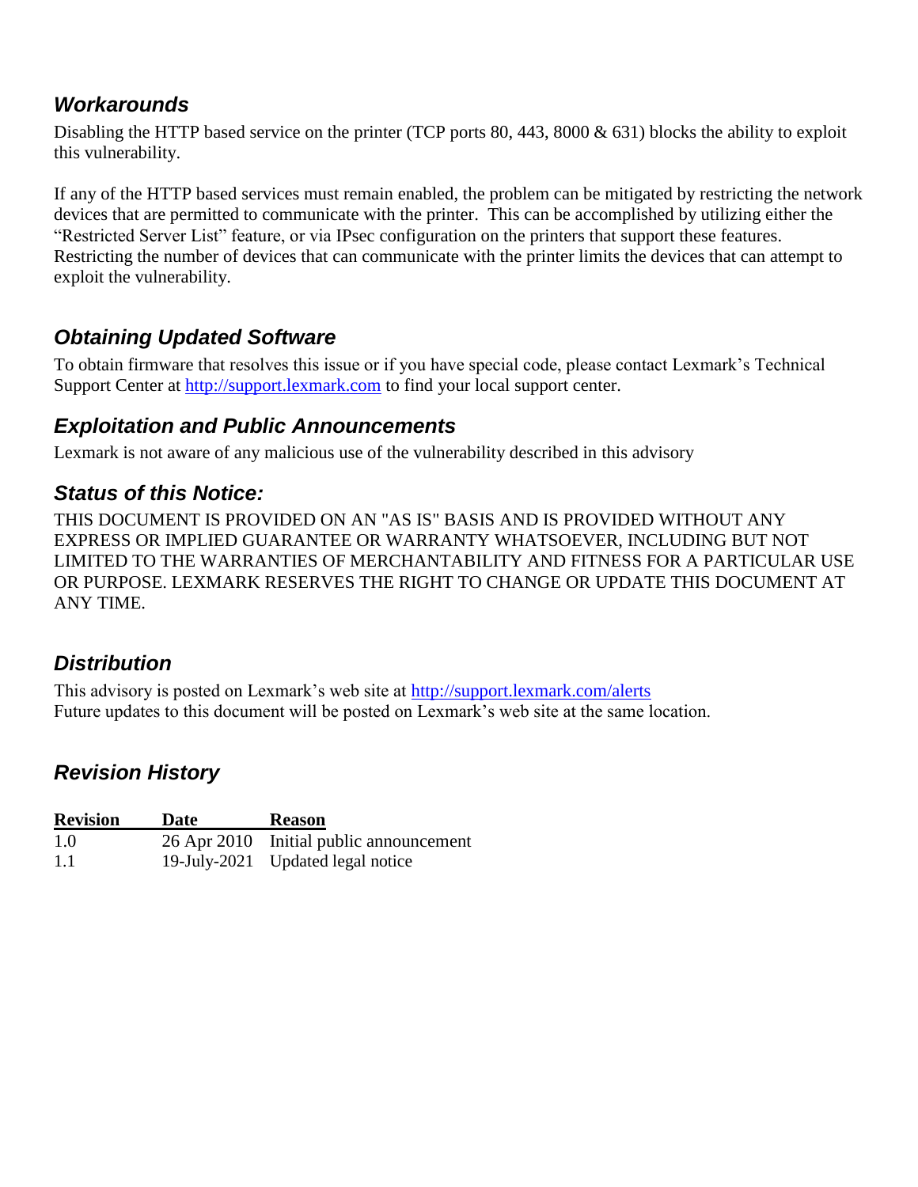## *Workarounds*

Disabling the HTTP based service on the printer (TCP ports 80, 443, 8000 & 631) blocks the ability to exploit this vulnerability.

If any of the HTTP based services must remain enabled, the problem can be mitigated by restricting the network devices that are permitted to communicate with the printer. This can be accomplished by utilizing either the "Restricted Server List" feature, or via IPsec configuration on the printers that support these features. Restricting the number of devices that can communicate with the printer limits the devices that can attempt to exploit the vulnerability.

## *Obtaining Updated Software*

To obtain firmware that resolves this issue or if you have special code, please contact Lexmark's Technical Support Center at http://support.lexmark.com to find your local support center.

## *Exploitation and Public Announcements*

Lexmark is not aware of any malicious use of the vulnerability described in this advisory

## *Status of this Notice:*

THIS DOCUMENT IS PROVIDED ON AN "AS IS" BASIS AND IS PROVIDED WITHOUT ANY EXPRESS OR IMPLIED GUARANTEE OR WARRANTY WHATSOEVER, INCLUDING BUT NOT LIMITED TO THE WARRANTIES OF MERCHANTABILITY AND FITNESS FOR A PARTICULAR USE OR PURPOSE. LEXMARK RESERVES THE RIGHT TO CHANGE OR UPDATE THIS DOCUMENT AT ANY TIME.

## *Distribution*

This advisory is posted on Lexmark's web site at http://support.lexmark.com/alerts
Future updates to this document will be posted on Lexmark's web site at the same location.

## *Revision History*

| Revision | Date | Reason |
|---|---|---|
| 1.0 | 26 Apr 2010 | Initial public announcement |
| 1.1 | 19-July-2021 | Updated legal notice |